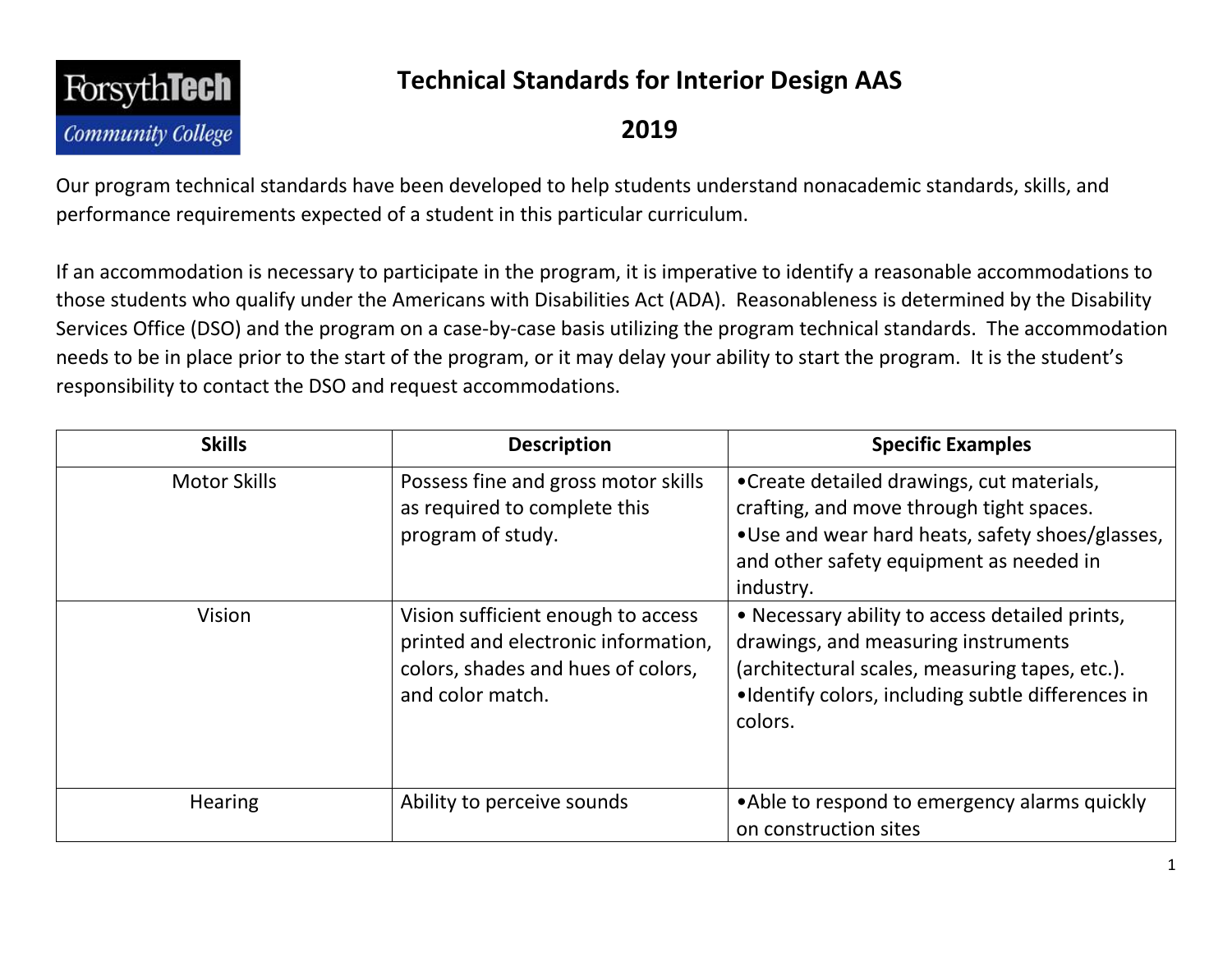# Technical Standards for Interior Design AAS

## 2019

Our program technical standards have been developed to help students understand nonacademic standards, skills, and performance requirements expected of a student in this particular curriculum.

If an accommodation is necessary to participate in the program, it is imperative to identify a reasonable accommodations to those students who qualify under the Americans with Disabilities Act (ADA). Reasonableness is determined by the Disability Services Office (DSO) and the program on a case-by-case basis utilizing the program technical standards. The accommodation needs to be in place prior to the start of the program, or it may delay your ability to start the program. It is the student's responsibility to contact the DSO and request accommodations.

| Skills | Description | Specific Examples |
|---|---|---|
| Motor Skills | Possess fine and gross motor skills as required to complete this program of study. | •Create detailed drawings, cut materials, crafting, and move through tight spaces.<br>•Use and wear hard heats, safety shoes/glasses, and other safety equipment as needed in industry. |
| Vision | Vision sufficient enough to access printed and electronic information, colors, shades and hues of colors, and color match. | • Necessary ability to access detailed prints, drawings, and measuring instruments (architectural scales, measuring tapes, etc.).<br>•Identify colors, including subtle differences in colors. |
| Hearing | Ability to perceive sounds | •Able to respond to emergency alarms quickly on construction sites |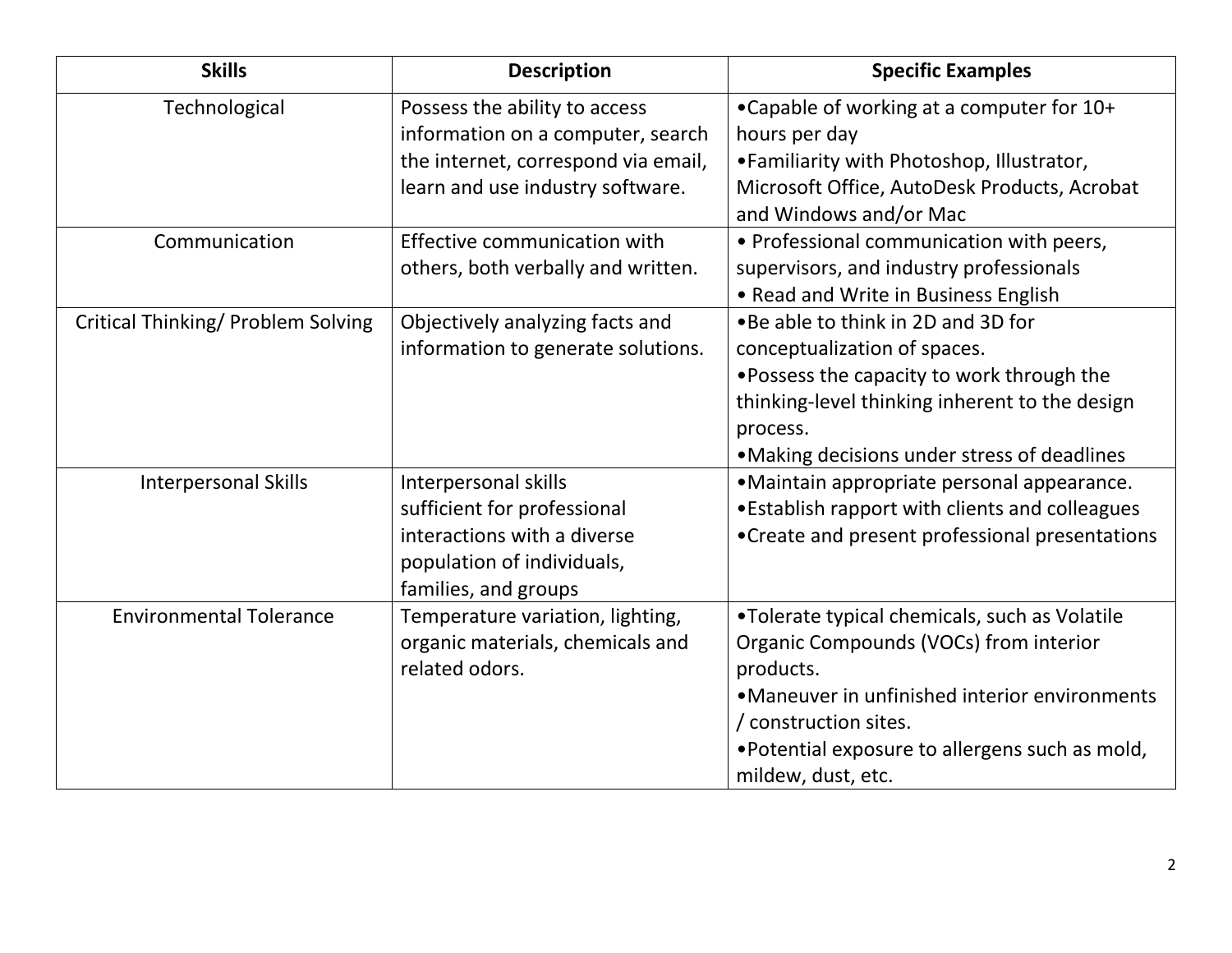| Skills | Description | Specific Examples |
| --- | --- | --- |
| Technological | Possess the ability to access information on a computer, search the internet, correspond via email, learn and use industry software. | •Capable of working at a computer for 10+ hours per day<br>•Familiarity with Photoshop, Illustrator, Microsoft Office, AutoDesk Products, Acrobat and Windows and/or Mac |
| Communication | Effective communication with others, both verbally and written. | • Professional communication with peers, supervisors, and industry professionals<br>• Read and Write in Business English |
| Critical Thinking/ Problem Solving | Objectively analyzing facts and information to generate solutions. | •Be able to think in 2D and 3D for conceptualization of spaces.<br>•Possess the capacity to work through the thinking-level thinking inherent to the design process.<br>•Making decisions under stress of deadlines |
| Interpersonal Skills | Interpersonal skills sufficient for professional interactions with a diverse population of individuals, families, and groups | •Maintain appropriate personal appearance.<br>•Establish rapport with clients and colleagues<br>•Create and present professional presentations |
| Environmental Tolerance | Temperature variation, lighting, organic materials, chemicals and related odors. | •Tolerate typical chemicals, such as Volatile Organic Compounds (VOCs) from interior products.<br>•Maneuver in unfinished interior environments / construction sites.<br>•Potential exposure to allergens such as mold, mildew, dust, etc. |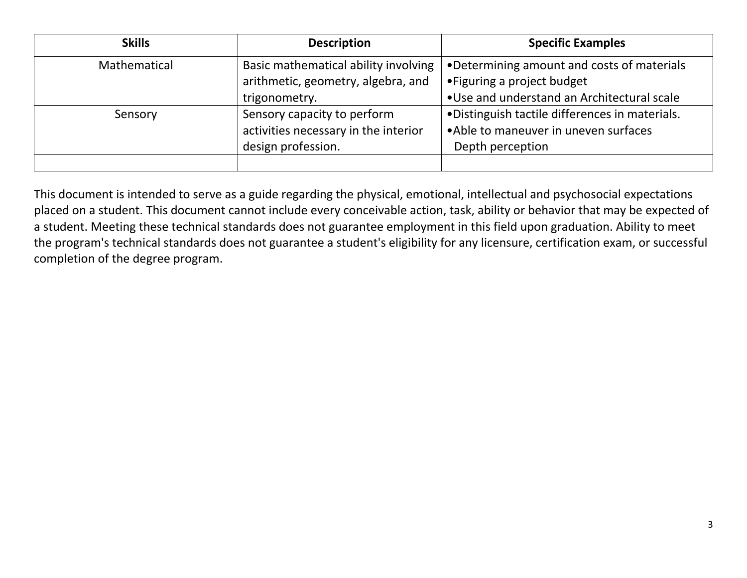| Skills | Description | Specific Examples |
| --- | --- | --- |
| Mathematical | Basic mathematical ability involving arithmetic, geometry, algebra, and trigonometry. | •Determining amount and costs of materials<br>•Figuring a project budget<br>•Use and understand an Architectural scale |
| Sensory | Sensory capacity to perform activities necessary in the interior design profession. | •Distinguish tactile differences in materials.<br>•Able to maneuver in uneven surfaces<br>Depth perception |
| | | |

This document is intended to serve as a guide regarding the physical, emotional, intellectual and psychosocial expectations placed on a student. This document cannot include every conceivable action, task, ability or behavior that may be expected of a student. Meeting these technical standards does not guarantee employment in this field upon graduation. Ability to meet the program's technical standards does not guarantee a student's eligibility for any licensure, certification exam, or successful completion of the degree program.